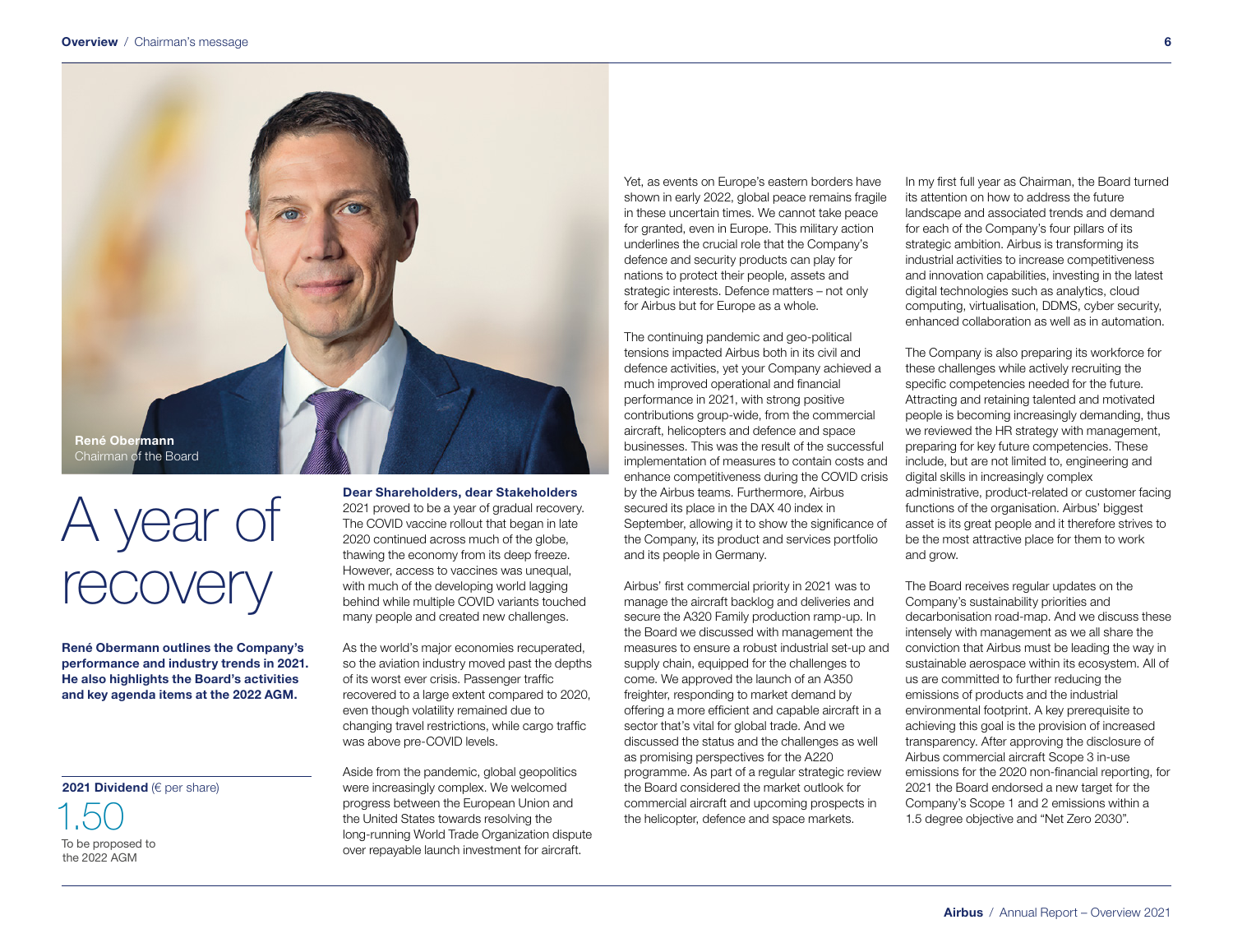René Obermann
Chairman of the Board

# A year of recovery

**René Obermann outlines the Company's performance and industry trends in 2021. He also highlights the Board's activities and key agenda items at the 2022 AGM.**

**2021 Dividend** (€ per share)

1.50

To be proposed to the 2022 AGM

**Dear Shareholders, dear Stakeholders**

2021 proved to be a year of gradual recovery. The COVID vaccine rollout that began in late 2020 continued across much of the globe, thawing the economy from its deep freeze. However, access to vaccines was unequal, with much of the developing world lagging behind while multiple COVID variants touched many people and created new challenges.

As the world's major economies recuperated, so the aviation industry moved past the depths of its worst ever crisis. Passenger traffic recovered to a large extent compared to 2020, even though volatility remained due to changing travel restrictions, while cargo traffic was above pre-COVID levels.

Aside from the pandemic, global geopolitics were increasingly complex. We welcomed progress between the European Union and the United States towards resolving the long-running World Trade Organization dispute over repayable launch investment for aircraft.

Yet, as events on Europe's eastern borders have shown in early 2022, global peace remains fragile in these uncertain times. We cannot take peace for granted, even in Europe. This military action underlines the crucial role that the Company's defence and security products can play for nations to protect their people, assets and strategic interests. Defence matters – not only for Airbus but for Europe as a whole.

The continuing pandemic and geo-political tensions impacted Airbus both in its civil and defence activities, yet your Company achieved a much improved operational and financial performance in 2021, with strong positive contributions group-wide, from the commercial aircraft, helicopters and defence and space businesses. This was the result of the successful implementation of measures to contain costs and enhance competitiveness during the COVID crisis by the Airbus teams. Furthermore, Airbus secured its place in the DAX 40 index in September, allowing it to show the significance of the Company, its product and services portfolio and its people in Germany.

Airbus' first commercial priority in 2021 was to manage the aircraft backlog and deliveries and secure the A320 Family production ramp-up. In the Board we discussed with management the measures to ensure a robust industrial set-up and supply chain, equipped for the challenges to come. We approved the launch of an A350 freighter, responding to market demand by offering a more efficient and capable aircraft in a sector that's vital for global trade. And we discussed the status and the challenges as well as promising perspectives for the A220 programme. As part of a regular strategic review the Board considered the market outlook for commercial aircraft and upcoming prospects in the helicopter, defence and space markets.

In my first full year as Chairman, the Board turned its attention on how to address the future landscape and associated trends and demand for each of the Company's four pillars of its strategic ambition. Airbus is transforming its industrial activities to increase competitiveness and innovation capabilities, investing in the latest digital technologies such as analytics, cloud computing, virtualisation, DDMS, cyber security, enhanced collaboration as well as in automation.

The Company is also preparing its workforce for these challenges while actively recruiting the specific competencies needed for the future. Attracting and retaining talented and motivated people is becoming increasingly demanding, thus we reviewed the HR strategy with management, preparing for key future competencies. These include, but are not limited to, engineering and digital skills in increasingly complex administrative, product-related or customer facing functions of the organisation. Airbus' biggest asset is its great people and it therefore strives to be the most attractive place for them to work and grow.

The Board receives regular updates on the Company's sustainability priorities and decarbonisation road-map. And we discuss these intensely with management as we all share the conviction that Airbus must be leading the way in sustainable aerospace within its ecosystem. All of us are committed to further reducing the emissions of products and the industrial environmental footprint. A key prerequisite to achieving this goal is the provision of increased transparency. After approving the disclosure of Airbus commercial aircraft Scope 3 in-use emissions for the 2020 non-financial reporting, for 2021 the Board endorsed a new target for the Company's Scope 1 and 2 emissions within a 1.5 degree objective and "Net Zero 2030".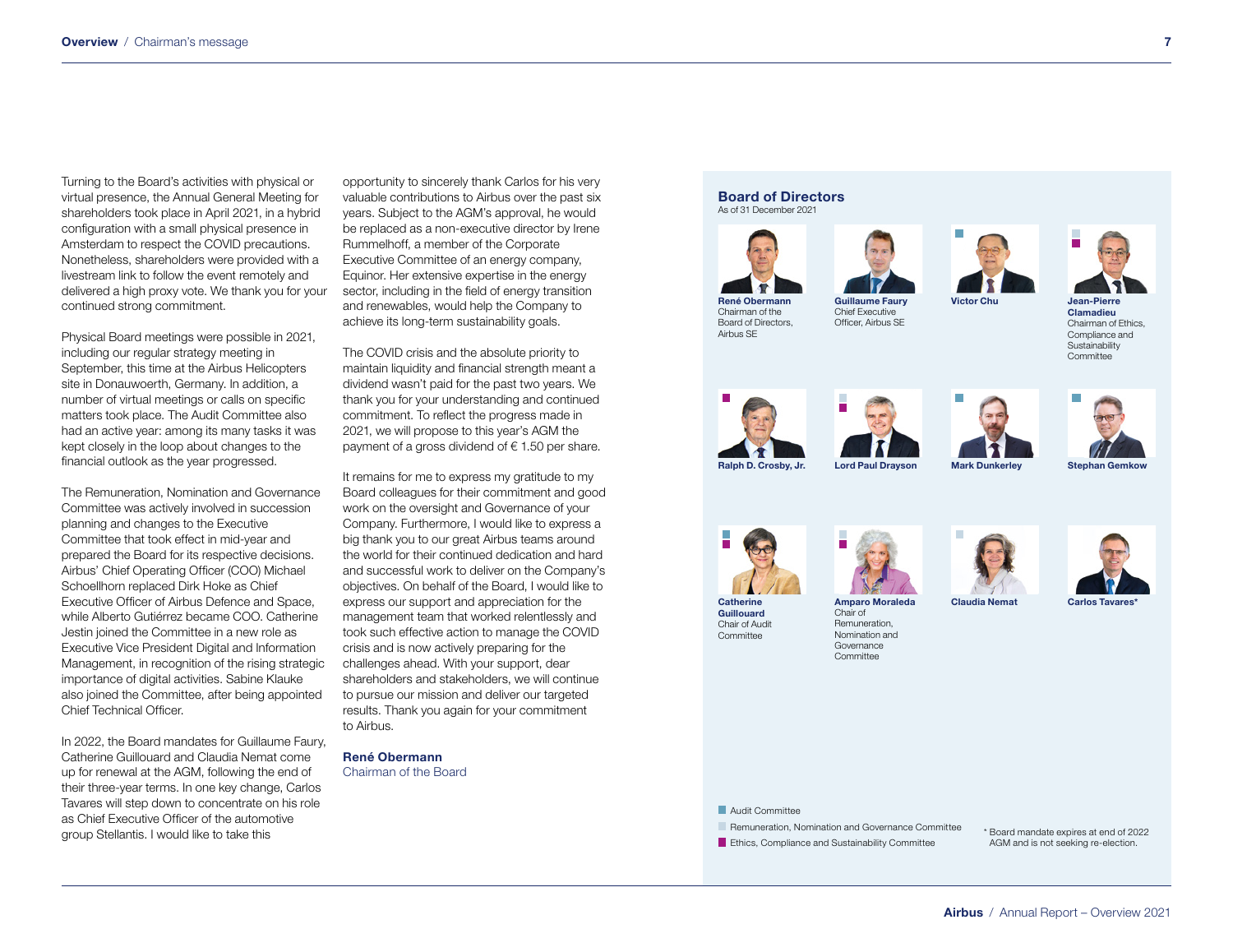Turning to the Board's activities with physical or virtual presence, the Annual General Meeting for shareholders took place in April 2021, in a hybrid configuration with a small physical presence in Amsterdam to respect the COVID precautions. Nonetheless, shareholders were provided with a livestream link to follow the event remotely and delivered a high proxy vote. We thank you for your continued strong commitment.

Physical Board meetings were possible in 2021, including our regular strategy meeting in September, this time at the Airbus Helicopters site in Donauwoerth, Germany. In addition, a number of virtual meetings or calls on specific matters took place. The Audit Committee also had an active year: among its many tasks it was kept closely in the loop about changes to the financial outlook as the year progressed.

The Remuneration, Nomination and Governance Committee was actively involved in succession planning and changes to the Executive Committee that took effect in mid-year and prepared the Board for its respective decisions. Airbus' Chief Operating Officer (COO) Michael Schoellhorn replaced Dirk Hoke as Chief Executive Officer of Airbus Defence and Space, while Alberto Gutiérrez became COO. Catherine Jestin joined the Committee in a new role as Executive Vice President Digital and Information Management, in recognition of the rising strategic importance of digital activities. Sabine Klauke also joined the Committee, after being appointed Chief Technical Officer.

In 2022, the Board mandates for Guillaume Faury, Catherine Guillouard and Claudia Nemat come up for renewal at the AGM, following the end of their three-year terms. In one key change, Carlos Tavares will step down to concentrate on his role as Chief Executive Officer of the automotive group Stellantis. I would like to take this opportunity to sincerely thank Carlos for his very valuable contributions to Airbus over the past six years. Subject to the AGM's approval, he would be replaced as a non-executive director by Irene Rummelhoff, a member of the Corporate Executive Committee of an energy company, Equinor. Her extensive expertise in the energy sector, including in the field of energy transition and renewables, would help the Company to achieve its long-term sustainability goals.

The COVID crisis and the absolute priority to maintain liquidity and financial strength meant a dividend wasn't paid for the past two years. We thank you for your understanding and continued commitment. To reflect the progress made in 2021, we will propose to this year's AGM the payment of a gross dividend of € 1.50 per share.

It remains for me to express my gratitude to my Board colleagues for their commitment and good work on the oversight and Governance of your Company. Furthermore, I would like to express a big thank you to our great Airbus teams around the world for their continued dedication and hard and successful work to deliver on the Company's objectives. On behalf of the Board, I would like to express our support and appreciation for the management team that worked relentlessly and took such effective action to manage the COVID crisis and is now actively preparing for the challenges ahead. With your support, dear shareholders and stakeholders, we will continue to pursue our mission and deliver our targeted results. Thank you again for your commitment to Airbus.

**René Obermann**
Chairman of the Board

## Board of Directors

As of 31 December 2021

**René Obermann**
Chairman of the Board of Directors, Airbus SE

**Guillaume Faury**
Chief Executive Officer, Airbus SE

**Victor Chu**

**Jean-Pierre Clamadieu**
Chairman of Ethics, Compliance and Sustainability Committee

**Ralph D. Crosby, Jr.**

**Lord Paul Drayson**

**Mark Dunkerley**

**Stephan Gemkow**

**Catherine Guillouard**
Chair of Audit Committee

**Amparo Moraleda**
Chair of Remuneration, Nomination and Governance Committee

**Claudia Nemat**

**Carlos Tavares***

- Audit Committee
- Remuneration, Nomination and Governance Committee
- Ethics, Compliance and Sustainability Committee

* Board mandate expires at end of 2022 AGM and is not seeking re-election.